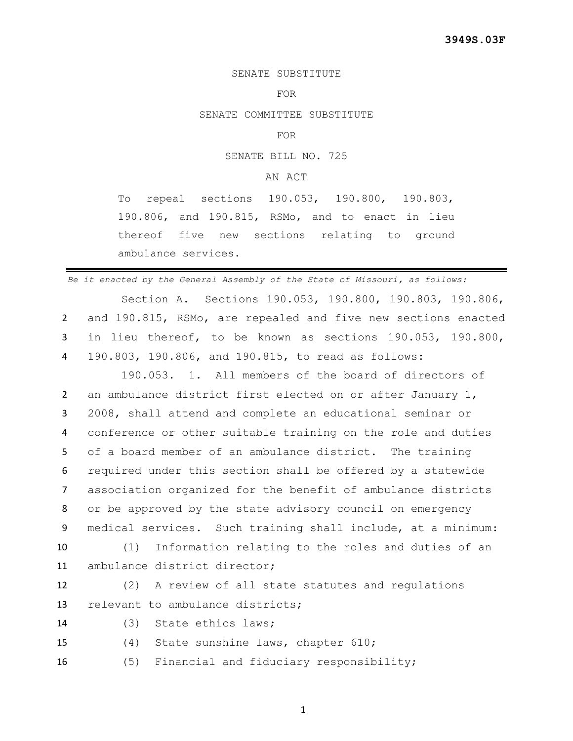**3949S.03F**

SENATE SUBSTITUTE

FOR

SENATE COMMITTEE SUBSTITUTE

FOR

SENATE BILL NO. 725

AN ACT

To repeal sections 190.053, 190.800, 190.803, 190.806, and 190.815, RSMo, and to enact in lieu thereof five new sections relating to ground ambulance services.

---

*Be it enacted by the General Assembly of the State of Missouri, as follows:*

Section A. Sections 190.053, 190.800, 190.803, 190.806, and 190.815, RSMo, are repealed and five new sections enacted in lieu thereof, to be known as sections 190.053, 190.800, 190.803, 190.806, and 190.815, to read as follows:

190.053. 1. All members of the board of directors of an ambulance district first elected on or after January 1, 2008, shall attend and complete an educational seminar or conference or other suitable training on the role and duties of a board member of an ambulance district. The training required under this section shall be offered by a statewide association organized for the benefit of ambulance districts or be approved by the state advisory council on emergency medical services. Such training shall include, at a minimum:

(1) Information relating to the roles and duties of an ambulance district director;

(2) A review of all state statutes and regulations relevant to ambulance districts;

(3) State ethics laws;

(4) State sunshine laws, chapter 610;

(5) Financial and fiduciary responsibility;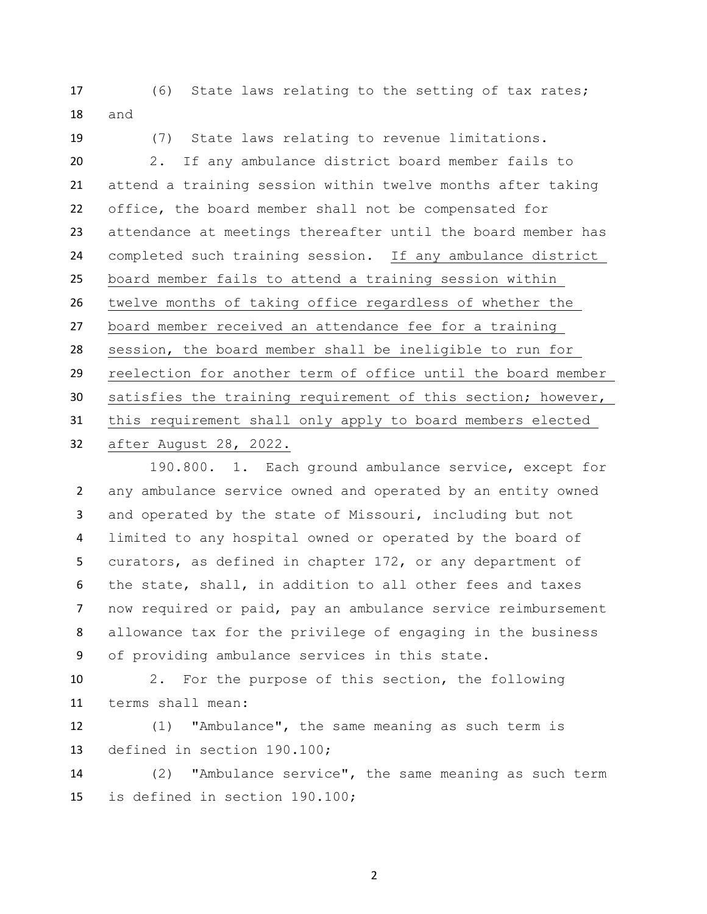(6) State laws relating to the setting of tax rates; and

(7) State laws relating to revenue limitations.

2. If any ambulance district board member fails to attend a training session within twelve months after taking office, the board member shall not be compensated for attendance at meetings thereafter until the board member has completed such training session. <u>If any ambulance district board member fails to attend a training session within twelve months of taking office regardless of whether the board member received an attendance fee for a training session, the board member shall be ineligible to run for reelection for another term of office until the board member satisfies the training requirement of this section; however, this requirement shall only apply to board members elected after August 28, 2022.</u>

190.800. 1. Each ground ambulance service, except for any ambulance service owned and operated by an entity owned and operated by the state of Missouri, including but not limited to any hospital owned or operated by the board of curators, as defined in chapter 172, or any department of the state, shall, in addition to all other fees and taxes now required or paid, pay an ambulance service reimbursement allowance tax for the privilege of engaging in the business of providing ambulance services in this state.

2. For the purpose of this section, the following terms shall mean:

(1) "Ambulance", the same meaning as such term is defined in section 190.100;

(2) "Ambulance service", the same meaning as such term is defined in section 190.100;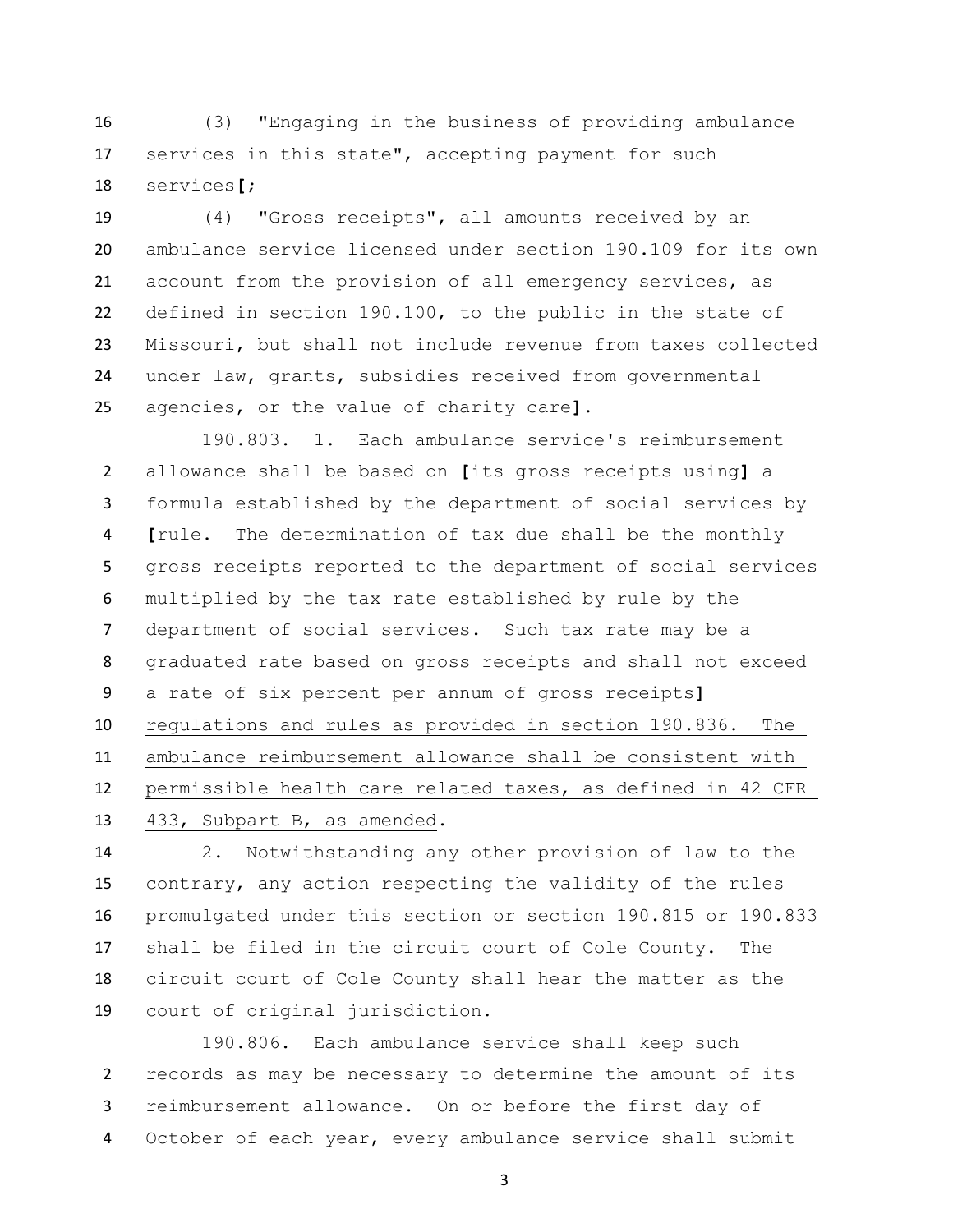(3) "Engaging in the business of providing ambulance services in this state", accepting payment for such services[;

(4) "Gross receipts", all amounts received by an ambulance service licensed under section 190.109 for its own account from the provision of all emergency services, as defined in section 190.100, to the public in the state of Missouri, but shall not include revenue from taxes collected under law, grants, subsidies received from governmental agencies, or the value of charity care].

190.803. 1. Each ambulance service's reimbursement allowance shall be based on [its gross receipts using] a formula established by the department of social services by [rule. The determination of tax due shall be the monthly gross receipts reported to the department of social services multiplied by the tax rate established by rule by the department of social services. Such tax rate may be a graduated rate based on gross receipts and shall not exceed a rate of six percent per annum of gross receipts] <u>regulations and rules as provided in section 190.836. The ambulance reimbursement allowance shall be consistent with permissible health care related taxes, as defined in 42 CFR 433, Subpart B, as amended</u>.

2. Notwithstanding any other provision of law to the contrary, any action respecting the validity of the rules promulgated under this section or section 190.815 or 190.833 shall be filed in the circuit court of Cole County. The circuit court of Cole County shall hear the matter as the court of original jurisdiction.

190.806. Each ambulance service shall keep such records as may be necessary to determine the amount of its reimbursement allowance. On or before the first day of October of each year, every ambulance service shall submit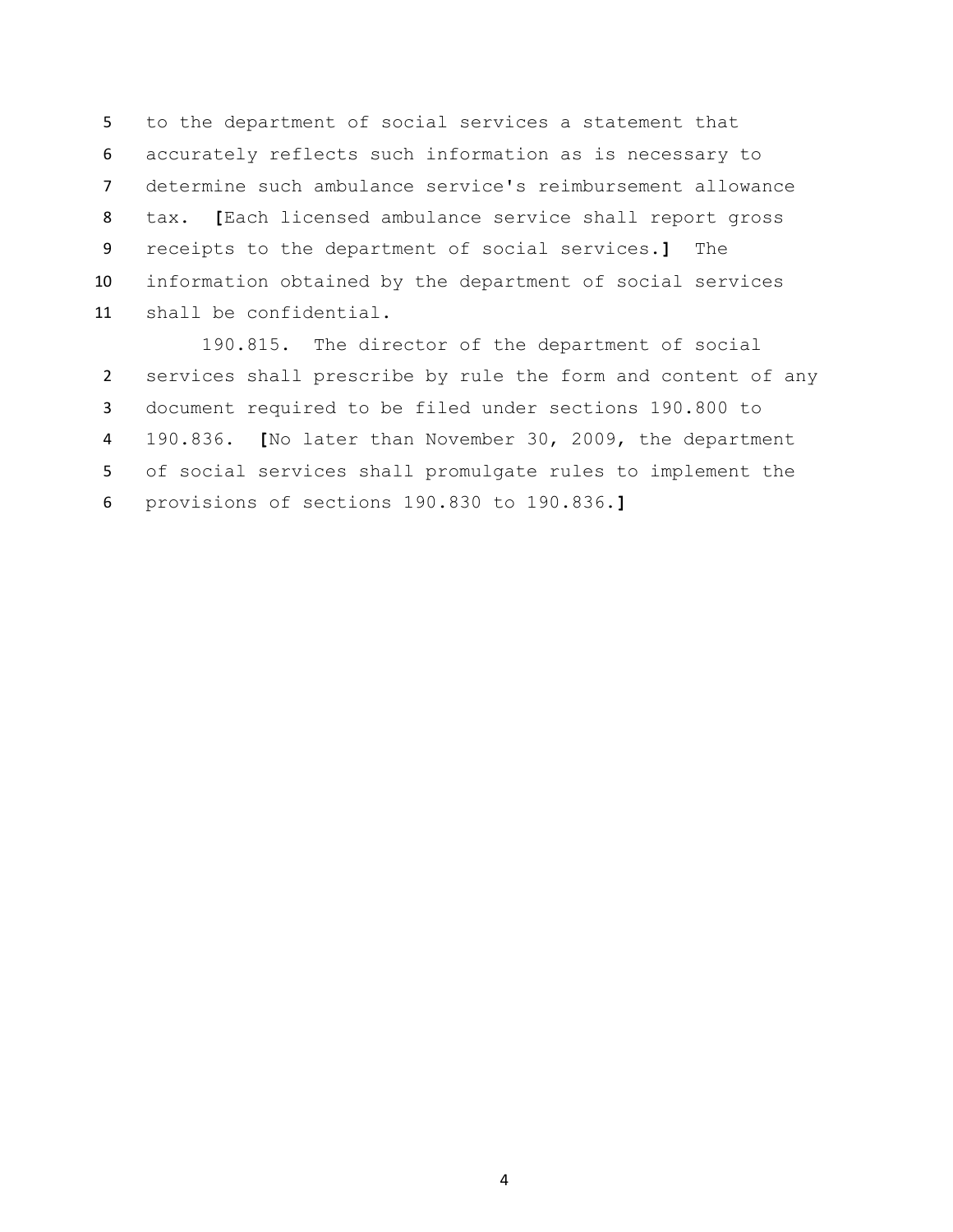to the department of social services a statement that accurately reflects such information as is necessary to determine such ambulance service's reimbursement allowance tax. **[**Each licensed ambulance service shall report gross receipts to the department of social services.**]** The information obtained by the department of social services shall be confidential.

190.815. The director of the department of social services shall prescribe by rule the form and content of any document required to be filed under sections 190.800 to 190.836. **[**No later than November 30, 2009, the department of social services shall promulgate rules to implement the provisions of sections 190.830 to 190.836.**]**